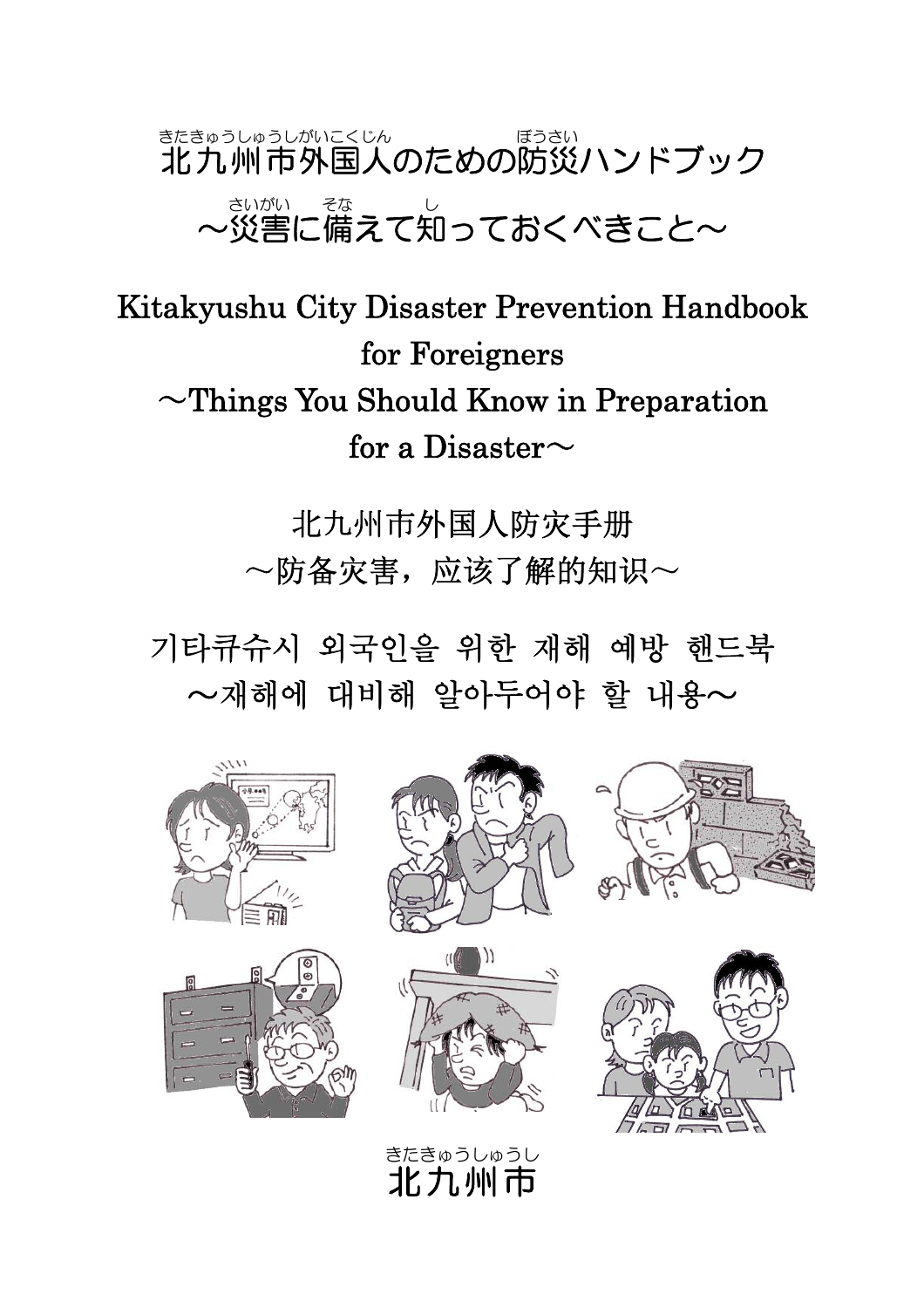# 北九州市外国人のための防災ハンドブック
## ～災害に備えて知っておくべきこと～

# Kitakyushu City Disaster Prevention Handbook for Foreigners
## ～Things You Should Know in Preparation for a Disaster～

# 北九州市外国人防灾手册
## ～防备灾害，应该了解的知识～

# 기타큐슈시 외국인을 위한 재해 예방 핸드북
## ～재해에 대비해 알아두어야 할 내용～

北九州市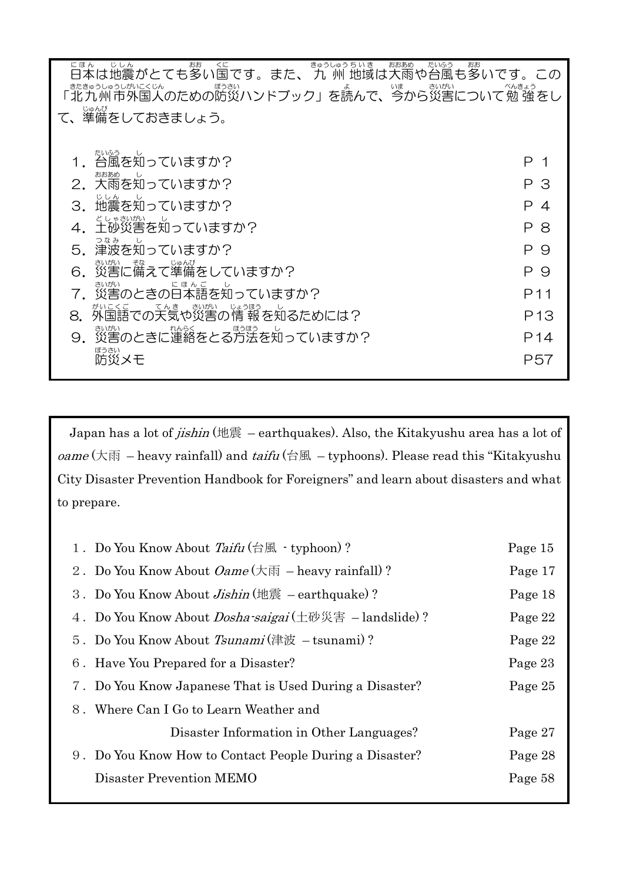日本は地震がとても多い国です。また、九州地域は大雨や台風も多いです。この「北九州市外国人のための防災ハンドブック」を読んで、今から災害について勉強をして、準備をしておきましょう。

| | |
|---|---|
| 1．台風を知っていますか？ | P 1 |
| 2．大雨を知っていますか？ | P 3 |
| 3．地震を知っていますか？ | P 4 |
| 4．土砂災害を知っていますか？ | P 8 |
| 5．津波を知っていますか？ | P 9 |
| 6．災害に備えて準備をしていますか？ | P 9 |
| 7．災害のときの日本語を知っていますか？ | P11 |
| 8．外国語での天気や災害の情報を知るためには？ | P13 |
| 9．災害のときに連絡をとる方法を知っていますか？ | P14 |
| 防災メモ | P57 |

Japan has a lot of *jishin* (地震 – earthquakes). Also, the Kitakyushu area has a lot of *oame* (大雨 – heavy rainfall) and *taifu* (台風 – typhoons). Please read this "Kitakyushu City Disaster Prevention Handbook for Foreigners" and learn about disasters and what to prepare.

| | |
|---|---|
| 1．Do You Know About *Taifu* (台風 - typhoon)? | Page 15 |
| 2．Do You Know About *Oame* (大雨 – heavy rainfall)? | Page 17 |
| 3．Do You Know About *Jishin* (地震 – earthquake)? | Page 18 |
| 4．Do You Know About *Dosha-saigai* (土砂災害 – landslide)? | Page 22 |
| 5．Do You Know About *Tsunami* (津波 – tsunami)? | Page 22 |
| 6．Have You Prepared for a Disaster? | Page 23 |
| 7．Do You Know Japanese That is Used During a Disaster? | Page 25 |
| 8．Where Can I Go to Learn Weather and Disaster Information in Other Languages? | Page 27 |
| 9．Do You Know How to Contact People During a Disaster? | Page 28 |
| Disaster Prevention MEMO | Page 58 |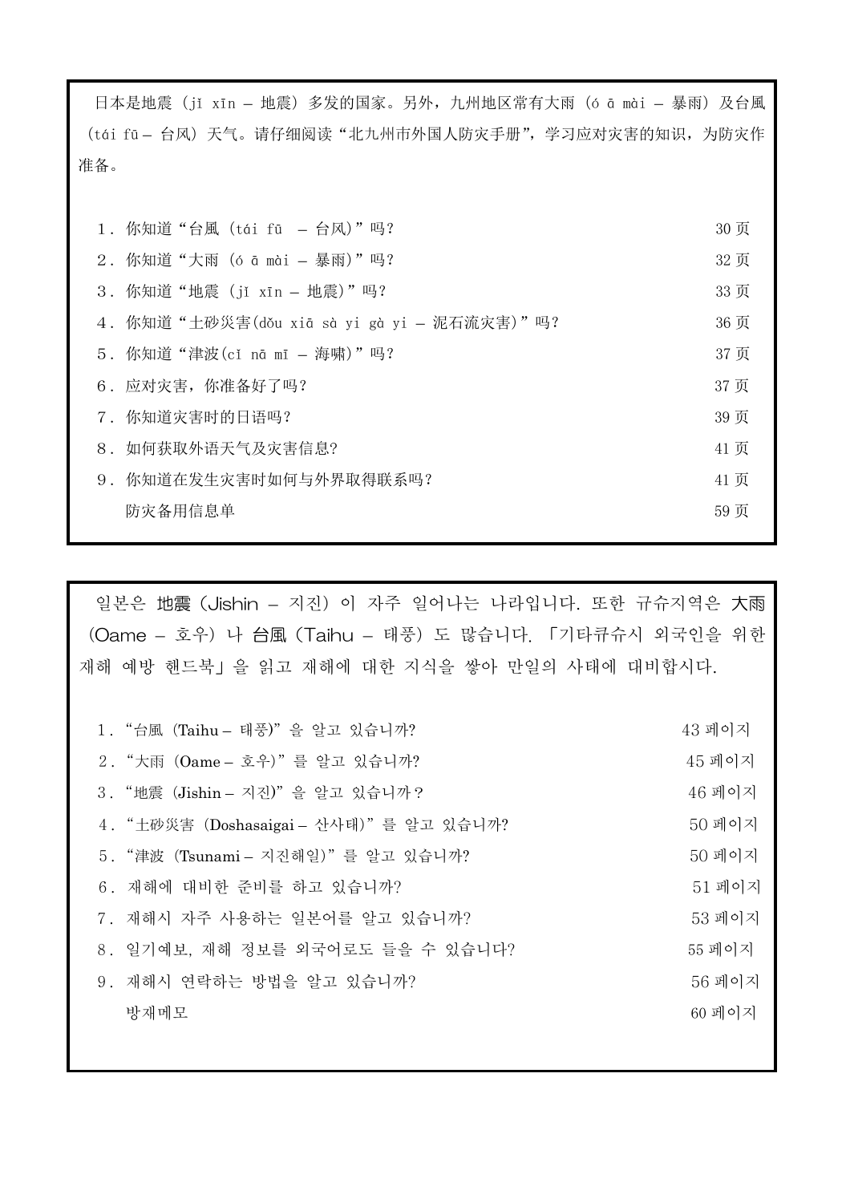日本是地震（jī xīn – 地震）多发的国家。另外，九州地区常有大雨（ó ā mài – 暴雨）及台風（tái fū – 台风）天气。请仔细阅读"北九州市外国人防灾手册"，学习应对灾害的知识，为防灾作准备。

| | |
|---|---|
| 1．你知道"台風（tái fū – 台风）"吗？ | 30 页 |
| 2．你知道"大雨（ó ā mài – 暴雨）"吗？ | 32 页 |
| 3．你知道"地震（jī xīn – 地震）"吗？ | 33 页 |
| 4．你知道"土砂災害(dǒu xiā sà yi gà yi – 泥石流灾害)"吗？ | 36 页 |
| 5．你知道"津波(cǐ nā mī – 海啸)"吗？ | 37 页 |
| 6．应对灾害，你准备好了吗？ | 37 页 |
| 7．你知道灾害时的日语吗？ | 39 页 |
| 8．如何获取外语天气及灾害信息? | 41 页 |
| 9．你知道在发生灾害时如何与外界取得联系吗？ | 41 页 |
| 防灾备用信息单 | 59 页 |

일본은 地震（Jishin – 지진）이 자주 일어나는 나라입니다. 또한 규슈지역은 大雨（Oame – 호우）나 台風（Taihu – 태풍）도 많습니다. 「기타큐슈시 외국인을 위한 재해 예방 핸드북」을 읽고 재해에 대한 지식을 쌓아 만일의 사태에 대비합시다.

| | |
|---|---|
| 1．"台風（Taihu – 태풍)"을 알고 있습니까? | 43 페이지 |
| 2．"大雨（Oame – 호우）"를 알고 있습니까? | 45 페이지 |
| 3．"地震（Jishin – 지진)"을 알고 있습니까？ | 46 페이지 |
| 4．"土砂災害（Doshasaigai – 산사태)"를 알고 있습니까? | 50 페이지 |
| 5．"津波（Tsunami – 지진해일)"를 알고 있습니까? | 50 페이지 |
| 6．재해에 대비한 준비를 하고 있습니까? | 51 페이지 |
| 7．재해시 자주 사용하는 일본어를 알고 있습니까? | 53 페이지 |
| 8．일기예보, 재해 정보를 외국어로도 들을 수 있습니다? | 55 페이지 |
| 9．재해시 연락하는 방법을 알고 있습니까? | 56 페이지 |
| 방재메모 | 60 페이지 |